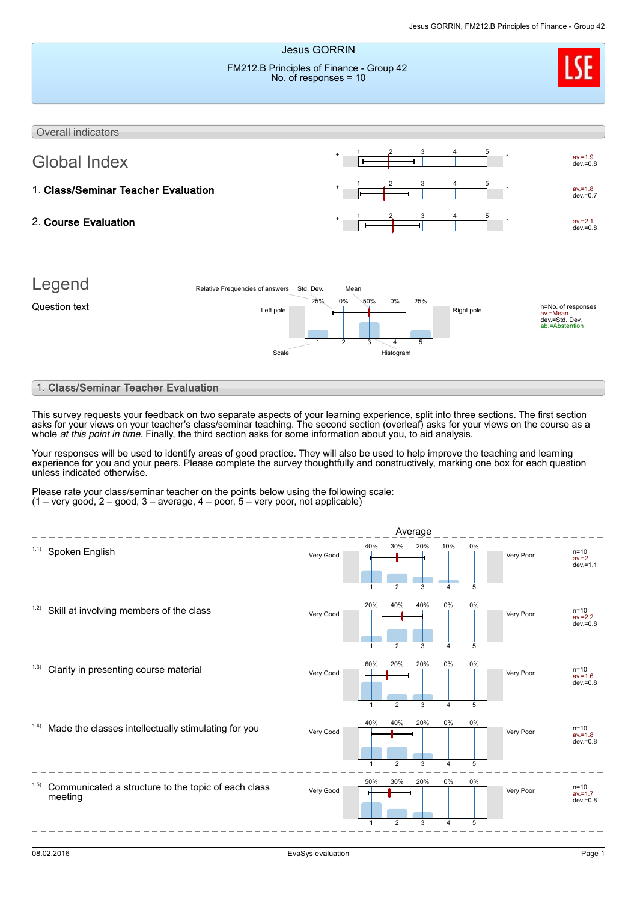# Jesus GORRIN

FM212.B Principles of Finance - Group 42
No. of responses = 10

## Overall indicators

### Global Index

| Indicator | Left pole | Right pole | Average | Dev. |
| --- | --- | --- | --- | --- |
| Global Index | + | - | av.=1.9 | dev.=0.8 |
| 1. **Class/Seminar Teacher Evaluation** | + | - | av.=1.8 | dev.=0.7 |
| 2. **Course Evaluation** | + | - | av.=2.1 | dev.=0.8 |

### Legend

Question text — Left pole — Relative Frequencies of answers (25%, 0%, 50%, 0%, 25%) — Std. Dev. — Mean — Scale (1, 2, 3, 4, 5) — Histogram — Right pole

n=No. of responses
av.=Mean
dev.=Std. Dev.
ab.=Abstention

## 1. Class/Seminar Teacher Evaluation

This survey requests your feedback on two separate aspects of your learning experience, split into three sections. The first section asks for your views on your teacher's class/seminar teaching. The second section (overleaf) asks for your views on the course as a whole *at this point in time*. Finally, the third section asks for some information about you, to aid analysis.

Your responses will be used to identify areas of good practice. They will also be used to help improve the teaching and learning experience for you and your peers. Please complete the survey thoughtfully and constructively, marking one box for each question unless indicated otherwise.

Please rate your class/seminar teacher on the points below using the following scale:
(1 – very good, 2 – good, 3 – average, 4 – poor, 5 – very poor, not applicable)

Average

| Question | Left pole | 1 | 2 | 3 | 4 | 5 | Right pole | n | av. | dev. |
| --- | --- | --- | --- | --- | --- | --- | --- | --- | --- | --- |
| 1.1) Spoken English | Very Good | 40% | 30% | 20% | 10% | 0% | Very Poor | 10 | 2 | 1.1 |
| 1.2) Skill at involving members of the class | Very Good | 20% | 40% | 40% | 0% | 0% | Very Poor | 10 | 2.2 | 0.8 |
| 1.3) Clarity in presenting course material | Very Good | 60% | 20% | 20% | 0% | 0% | Very Poor | 10 | 1.6 | 0.8 |
| 1.4) Made the classes intellectually stimulating for you | Very Good | 40% | 40% | 20% | 0% | 0% | Very Poor | 10 | 1.8 | 0.8 |
| 1.5) Communicated a structure to the topic of each class meeting | Very Good | 50% | 30% | 20% | 0% | 0% | Very Poor | 10 | 1.7 | 0.8 |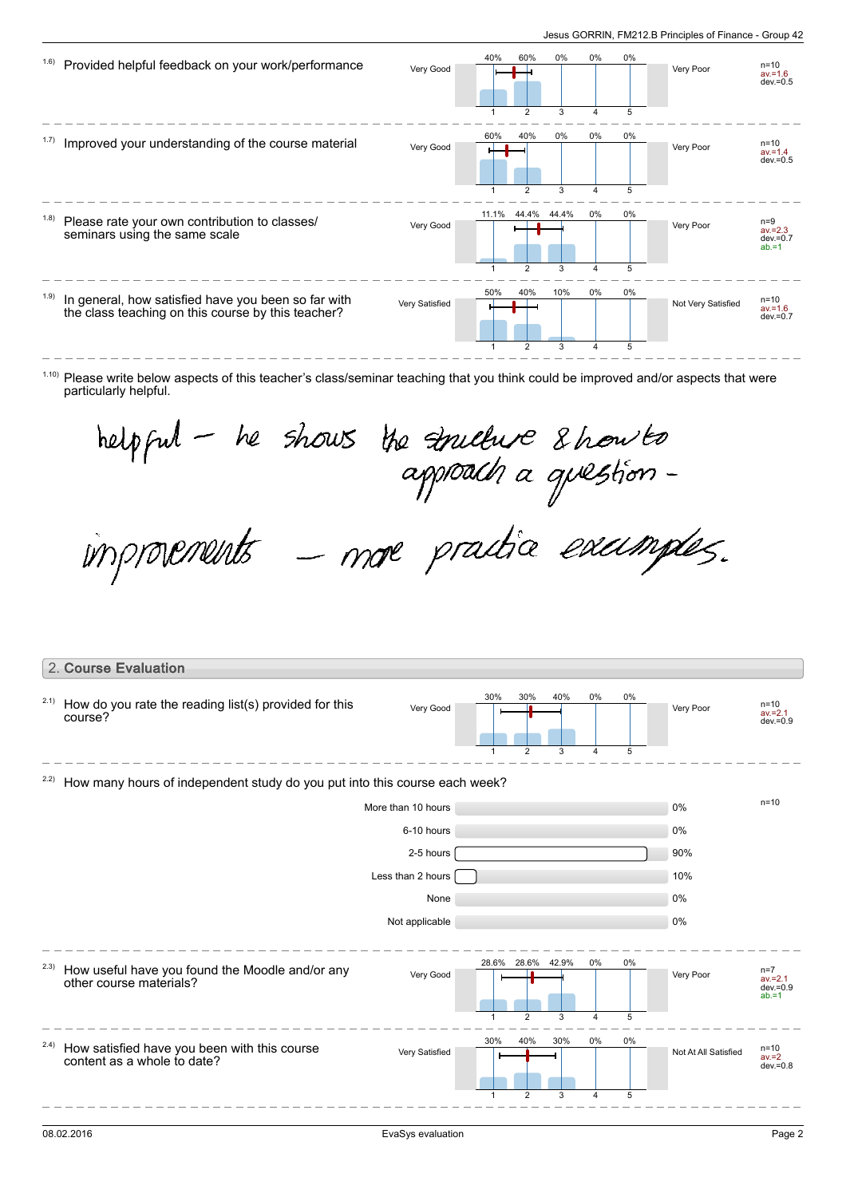1.6) Provided helpful feedback on your work/performance

| Very Good | 1 | 2 | 3 | 4 | 5 | Very Poor | |
|---|---|---|---|---|---|---|---|
| | 40% | 60% | 0% | 0% | 0% | | n=10 av.=1.6 dev.=0.5 |

1.7) Improved your understanding of the course material

| Very Good | 1 | 2 | 3 | 4 | 5 | Very Poor | |
|---|---|---|---|---|---|---|---|
| | 60% | 40% | 0% | 0% | 0% | | n=10 av.=1.4 dev.=0.5 |

1.8) Please rate your own contribution to classes/ seminars using the same scale

| Very Good | 1 | 2 | 3 | 4 | 5 | Very Poor | |
|---|---|---|---|---|---|---|---|
| | 11.1% | 44.4% | 44.4% | 0% | 0% | | n=9 av.=2.3 dev.=0.7 ab.=1 |

1.9) In general, how satisfied have you been so far with the class teaching on this course by this teacher?

| Very Satisfied | 1 | 2 | 3 | 4 | 5 | Not Very Satisfied | |
|---|---|---|---|---|---|---|---|
| | 50% | 40% | 10% | 0% | 0% | | n=10 av.=1.6 dev.=0.7 |

1.10) Please write below aspects of this teacher's class/seminar teaching that you think could be improved and/or aspects that were particularly helpful.

helpful - he shows the structure & how to approach a question -

improvements - more practice examples.

## 2. Course Evaluation

2.1) How do you rate the reading list(s) provided for this course?

| Very Good | 1 | 2 | 3 | 4 | 5 | Very Poor | |
|---|---|---|---|---|---|---|---|
| | 30% | 30% | 40% | 0% | 0% | | n=10 av.=2.1 dev.=0.9 |

2.2) How many hours of independent study do you put into this course each week?

| Answer | % |
|---|---|
| More than 10 hours | 0% |
| 6-10 hours | 0% |
| 2-5 hours | 90% |
| Less than 2 hours | 10% |
| None | 0% |
| Not applicable | 0% |

n=10

2.3) How useful have you found the Moodle and/or any other course materials?

| Very Good | 1 | 2 | 3 | 4 | 5 | Very Poor | |
|---|---|---|---|---|---|---|---|
| | 28.6% | 28.6% | 42.9% | 0% | 0% | | n=7 av.=2.1 dev.=0.9 ab.=1 |

2.4) How satisfied have you been with this course content as a whole to date?

| Very Satisfied | 1 | 2 | 3 | 4 | 5 | Not At All Satisfied | |
|---|---|---|---|---|---|---|---|
| | 30% | 40% | 30% | 0% | 0% | | n=10 av.=2 dev.=0.8 |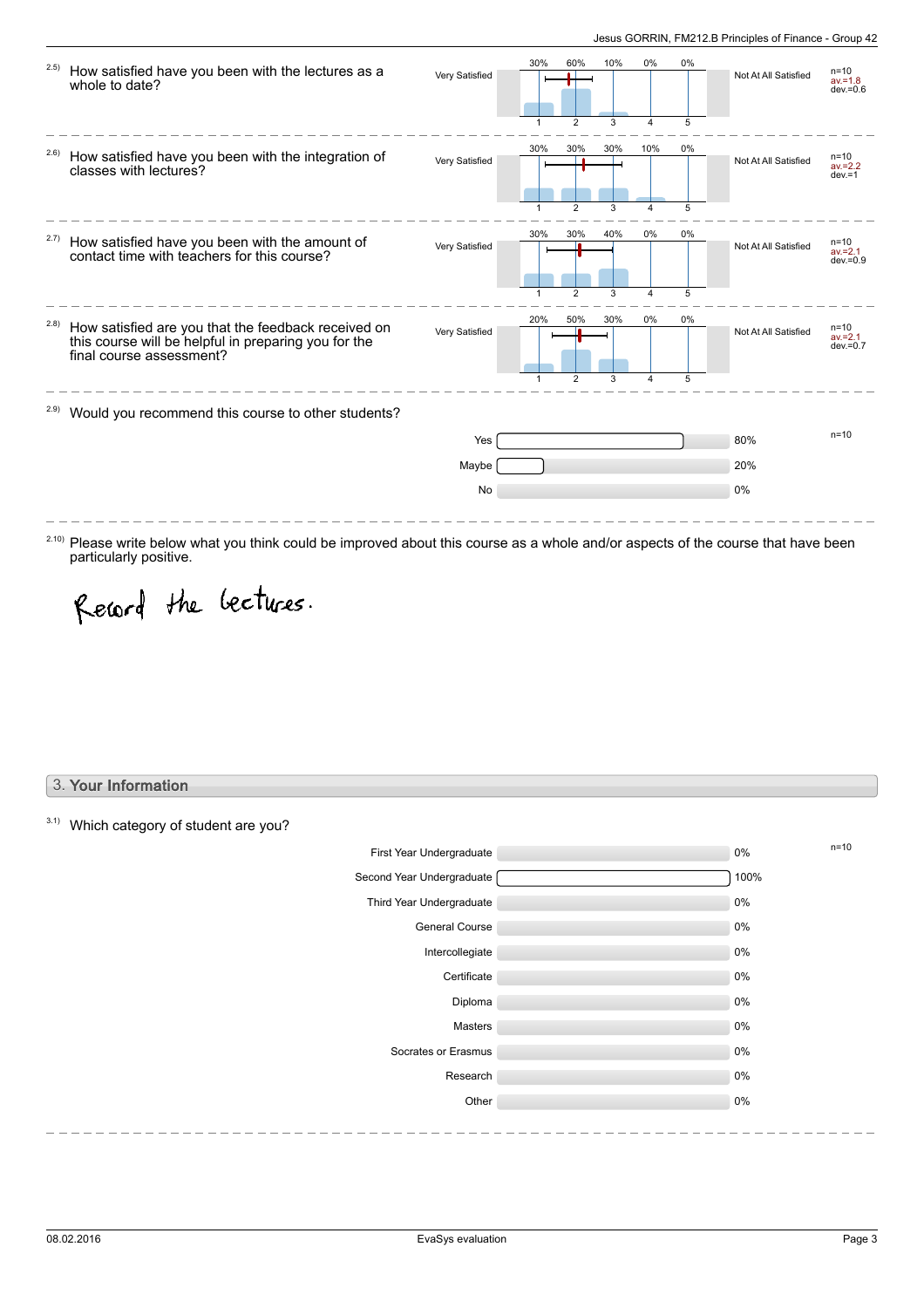2.5) How satisfied have you been with the lectures as a whole to date?

| Very Satisfied | 1 | 2 | 3 | 4 | 5 | Not At All Satisfied | |
|---|---|---|---|---|---|---|---|
| | 30% | 60% | 10% | 0% | 0% | | n=10 av.=1.8 dev.=0.6 |

2.6) How satisfied have you been with the integration of classes with lectures?

| Very Satisfied | 1 | 2 | 3 | 4 | 5 | Not At All Satisfied | |
|---|---|---|---|---|---|---|---|
| | 30% | 30% | 30% | 10% | 0% | | n=10 av.=2.2 dev.=1 |

2.7) How satisfied have you been with the amount of contact time with teachers for this course?

| Very Satisfied | 1 | 2 | 3 | 4 | 5 | Not At All Satisfied | |
|---|---|---|---|---|---|---|---|
| | 30% | 30% | 40% | 0% | 0% | | n=10 av.=2.1 dev.=0.9 |

2.8) How satisfied are you that the feedback received on this course will be helpful in preparing you for the final course assessment?

| Very Satisfied | 1 | 2 | 3 | 4 | 5 | Not At All Satisfied | |
|---|---|---|---|---|---|---|---|
| | 20% | 50% | 30% | 0% | 0% | | n=10 av.=2.1 dev.=0.7 |

2.9) Would you recommend this course to other students?

n=10

| Answer | Percentage |
|---|---|
| Yes | 80% |
| Maybe | 20% |
| No | 0% |

2.10) Please write below what you think could be improved about this course as a whole and/or aspects of the course that have been particularly positive.

Record the lectures.

## 3. Your Information

3.1) Which category of student are you?

n=10

| Category | Percentage |
|---|---|
| First Year Undergraduate | 0% |
| Second Year Undergraduate | 100% |
| Third Year Undergraduate | 0% |
| General Course | 0% |
| Intercollegiate | 0% |
| Certificate | 0% |
| Diploma | 0% |
| Masters | 0% |
| Socrates or Erasmus | 0% |
| Research | 0% |
| Other | 0% |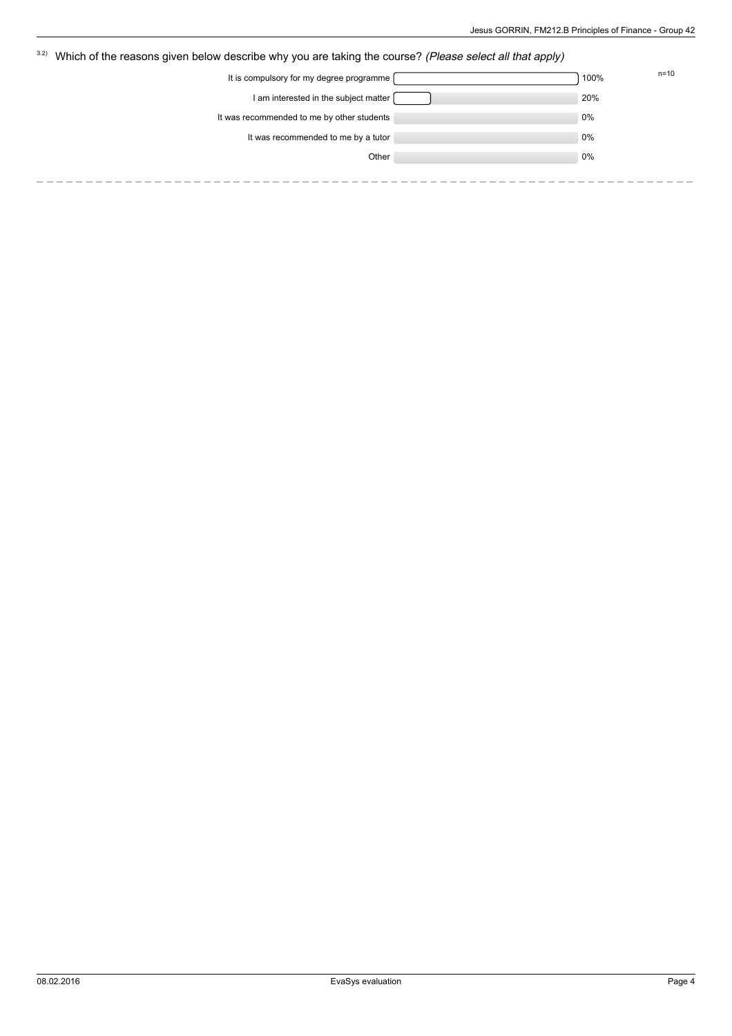### 3.2) Which of the reasons given below describe why you are taking the course? *(Please select all that apply)*

n=10

| Reason | Percentage |
| --- | --- |
| It is compulsory for my degree programme | 100% |
| I am interested in the subject matter | 20% |
| It was recommended to me by other students | 0% |
| It was recommended to me by a tutor | 0% |
| Other | 0% |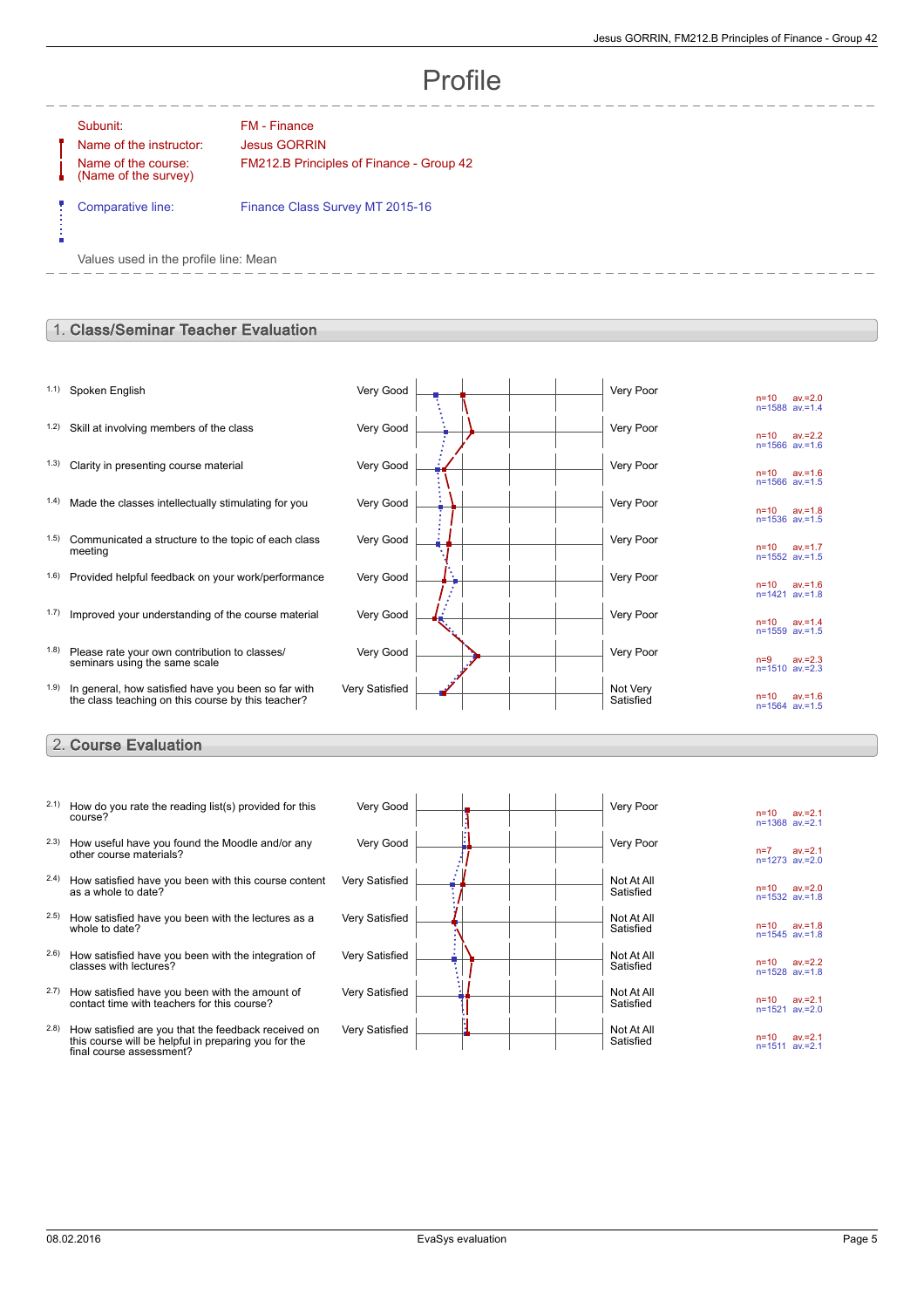# Profile

Subunit: FM - Finance

Name of the instructor: Jesus GORRIN

Name of the course: (Name of the survey) FM212.B Principles of Finance - Group 42

Comparative line: Finance Class Survey MT 2015-16

Values used in the profile line: Mean

## 1. Class/Seminar Teacher Evaluation

1.1) Spoken English
Very Good — Very Poor
n=10 av.=2.0
n=1588 av.=1.4

1.2) Skill at involving members of the class
Very Good — Very Poor
n=10 av.=2.2
n=1566 av.=1.6

1.3) Clarity in presenting course material
Very Good — Very Poor
n=10 av.=1.6
n=1566 av.=1.5

1.4) Made the classes intellectually stimulating for you
Very Good — Very Poor
n=10 av.=1.8
n=1536 av.=1.5

1.5) Communicated a structure to the topic of each class meeting
Very Good — Very Poor
n=10 av.=1.7
n=1552 av.=1.5

1.6) Provided helpful feedback on your work/performance
Very Good — Very Poor
n=10 av.=1.6
n=1421 av.=1.8

1.7) Improved your understanding of the course material
Very Good — Very Poor
n=10 av.=1.4
n=1559 av.=1.5

1.8) Please rate your own contribution to classes/ seminars using the same scale
Very Good — Very Poor
n=9 av.=2.3
n=1510 av.=2.3

1.9) In general, how satisfied have you been so far with the class teaching on this course by this teacher?
Very Satisfied — Not Very Satisfied
n=10 av.=1.6
n=1564 av.=1.5

## 2. Course Evaluation

2.1) How do you rate the reading list(s) provided for this course?
Very Good — Very Poor
n=10 av.=2.1
n=1368 av.=2.1

2.3) How useful have you found the Moodle and/or any other course materials?
Very Good — Very Poor
n=7 av.=2.1
n=1273 av.=2.0

2.4) How satisfied have you been with this course content as a whole to date?
Very Satisfied — Not At All Satisfied
n=10 av.=2.0
n=1532 av.=1.8

2.5) How satisfied have you been with the lectures as a whole to date?
Very Satisfied — Not At All Satisfied
n=10 av.=1.8
n=1545 av.=1.8

2.6) How satisfied have you been with the integration of classes with lectures?
Very Satisfied — Not At All Satisfied
n=10 av.=2.2
n=1528 av.=1.8

2.7) How satisfied have you been with the amount of contact time with teachers for this course?
Very Satisfied — Not At All Satisfied
n=10 av.=2.1
n=1521 av.=2.0

2.8) How satisfied are you that the feedback received on this course will be helpful in preparing you for the final course assessment?
Very Satisfied — Not At All Satisfied
n=10 av.=2.1
n=1511 av.=2.1